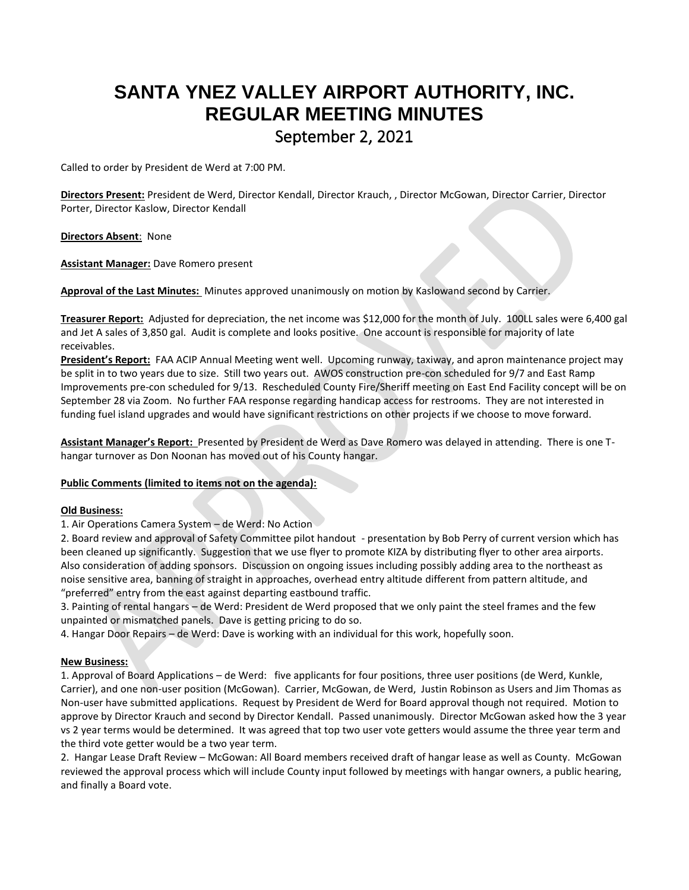# SANTA YNEZ VALLEY AIRPORT AUTHORITY, INC.
# REGULAR MEETING MINUTES
## September 2, 2021

Called to order by President de Werd at 7:00 PM.

**Directors Present:** President de Werd, Director Kendall, Director Krauch, , Director McGowan, Director Carrier, Director Porter, Director Kaslow, Director Kendall

**Directors Absent**: None

**Assistant Manager:** Dave Romero present

**Approval of the Last Minutes:** Minutes approved unanimously on motion by Kaslowand second by Carrier.

**Treasurer Report:** Adjusted for depreciation, the net income was $12,000 for the month of July. 100LL sales were 6,400 gal and Jet A sales of 3,850 gal. Audit is complete and looks positive. One account is responsible for majority of late receivables.

**President's Report:** FAA ACIP Annual Meeting went well. Upcoming runway, taxiway, and apron maintenance project may be split in to two years due to size. Still two years out. AWOS construction pre-con scheduled for 9/7 and East Ramp Improvements pre-con scheduled for 9/13. Rescheduled County Fire/Sheriff meeting on East End Facility concept will be on September 28 via Zoom. No further FAA response regarding handicap access for restrooms. They are not interested in funding fuel island upgrades and would have significant restrictions on other projects if we choose to move forward.

**Assistant Manager's Report:** Presented by President de Werd as Dave Romero was delayed in attending. There is one T-hangar turnover as Don Noonan has moved out of his County hangar.

**Public Comments (limited to items not on the agenda):**

**Old Business:**

1. Air Operations Camera System – de Werd: No Action
2. Board review and approval of Safety Committee pilot handout - presentation by Bob Perry of current version which has been cleaned up significantly. Suggestion that we use flyer to promote KIZA by distributing flyer to other area airports. Also consideration of adding sponsors. Discussion on ongoing issues including possibly adding area to the northeast as noise sensitive area, banning of straight in approaches, overhead entry altitude different from pattern altitude, and "preferred" entry from the east against departing eastbound traffic.
3. Painting of rental hangars – de Werd: President de Werd proposed that we only paint the steel frames and the few unpainted or mismatched panels. Dave is getting pricing to do so.
4. Hangar Door Repairs – de Werd: Dave is working with an individual for this work, hopefully soon.

**New Business:**

1. Approval of Board Applications – de Werd: five applicants for four positions, three user positions (de Werd, Kunkle, Carrier), and one non-user position (McGowan). Carrier, McGowan, de Werd, Justin Robinson as Users and Jim Thomas as Non-user have submitted applications. Request by President de Werd for Board approval though not required. Motion to approve by Director Krauch and second by Director Kendall. Passed unanimously. Director McGowan asked how the 3 year vs 2 year terms would be determined. It was agreed that top two user vote getters would assume the three year term and the third vote getter would be a two year term.
2. Hangar Lease Draft Review – McGowan: All Board members received draft of hangar lease as well as County. McGowan reviewed the approval process which will include County input followed by meetings with hangar owners, a public hearing, and finally a Board vote.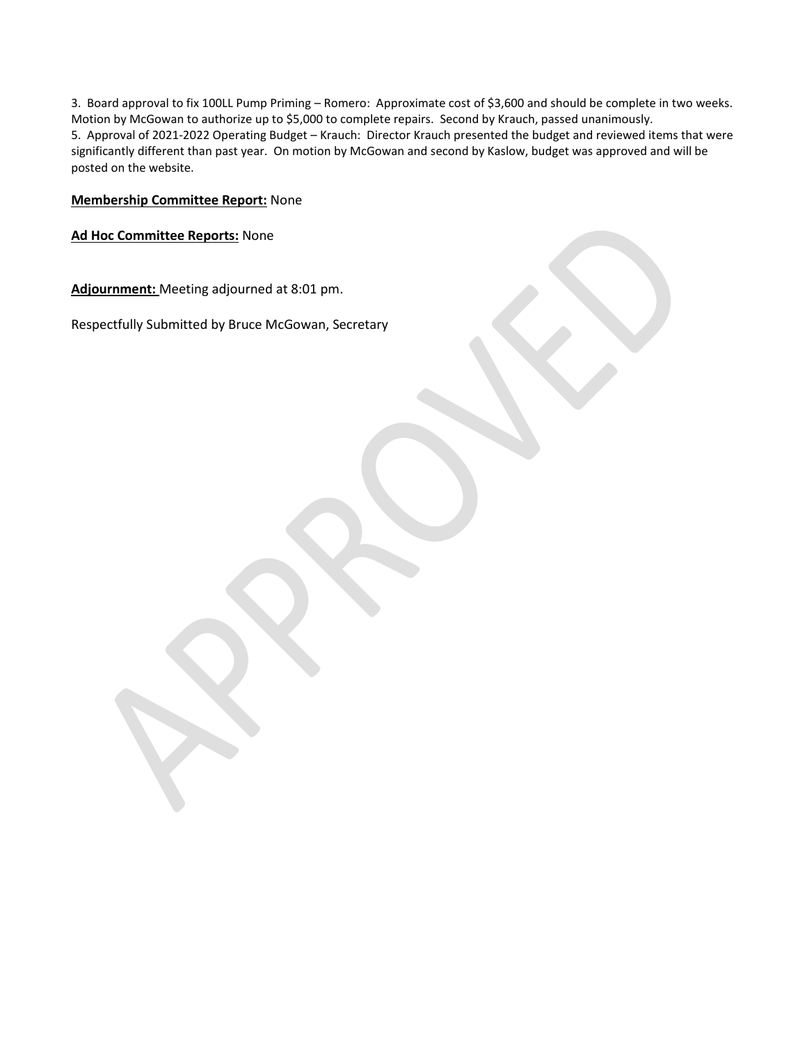3. Board approval to fix 100LL Pump Priming – Romero: Approximate cost of $3,600 and should be complete in two weeks. Motion by McGowan to authorize up to $5,000 to complete repairs. Second by Krauch, passed unanimously.
5. Approval of 2021-2022 Operating Budget – Krauch: Director Krauch presented the budget and reviewed items that were significantly different than past year. On motion by McGowan and second by Kaslow, budget was approved and will be posted on the website.

**Membership Committee Report:** None

**Ad Hoc Committee Reports:** None

**Adjournment:** Meeting adjourned at 8:01 pm.

Respectfully Submitted by Bruce McGowan, Secretary